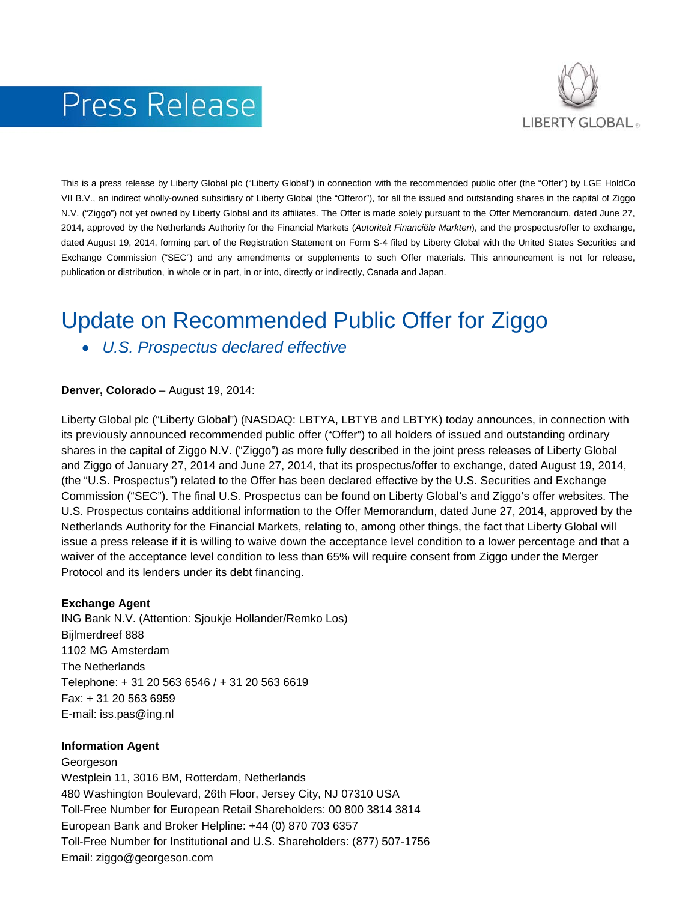# Press Release

LIBERTY GLOBAL

This is a press release by Liberty Global plc ("Liberty Global") in connection with the recommended public offer (the "Offer") by LGE HoldCo VII B.V., an indirect wholly-owned subsidiary of Liberty Global (the "Offeror"), for all the issued and outstanding shares in the capital of Ziggo N.V. ("Ziggo") not yet owned by Liberty Global and its affiliates. The Offer is made solely pursuant to the Offer Memorandum, dated June 27, 2014, approved by the Netherlands Authority for the Financial Markets (*Autoriteit Financiële Markten*), and the prospectus/offer to exchange, dated August 19, 2014, forming part of the Registration Statement on Form S-4 filed by Liberty Global with the United States Securities and Exchange Commission ("SEC") and any amendments or supplements to such Offer materials. This announcement is not for release, publication or distribution, in whole or in part, in or into, directly or indirectly, Canada and Japan.

## Update on Recommended Public Offer for Ziggo

- *U.S. Prospectus declared effective*

**Denver, Colorado** – August 19, 2014:

Liberty Global plc ("Liberty Global") (NASDAQ: LBTYA, LBTYB and LBTYK) today announces, in connection with its previously announced recommended public offer ("Offer") to all holders of issued and outstanding ordinary shares in the capital of Ziggo N.V. ("Ziggo") as more fully described in the joint press releases of Liberty Global and Ziggo of January 27, 2014 and June 27, 2014, that its prospectus/offer to exchange, dated August 19, 2014, (the "U.S. Prospectus") related to the Offer has been declared effective by the U.S. Securities and Exchange Commission ("SEC"). The final U.S. Prospectus can be found on Liberty Global's and Ziggo's offer websites. The U.S. Prospectus contains additional information to the Offer Memorandum, dated June 27, 2014, approved by the Netherlands Authority for the Financial Markets, relating to, among other things, the fact that Liberty Global will issue a press release if it is willing to waive down the acceptance level condition to a lower percentage and that a waiver of the acceptance level condition to less than 65% will require consent from Ziggo under the Merger Protocol and its lenders under its debt financing.

**Exchange Agent**
ING Bank N.V. (Attention: Sjoukje Hollander/Remko Los)
Bijlmerdreef 888
1102 MG Amsterdam
The Netherlands
Telephone: + 31 20 563 6546 / + 31 20 563 6619
Fax: + 31 20 563 6959
E-mail: iss.pas@ing.nl

**Information Agent**
Georgeson
Westplein 11, 3016 BM, Rotterdam, Netherlands
480 Washington Boulevard, 26th Floor, Jersey City, NJ 07310 USA
Toll-Free Number for European Retail Shareholders: 00 800 3814 3814
European Bank and Broker Helpline: +44 (0) 870 703 6357
Toll-Free Number for Institutional and U.S. Shareholders: (877) 507-1756
Email: ziggo@georgeson.com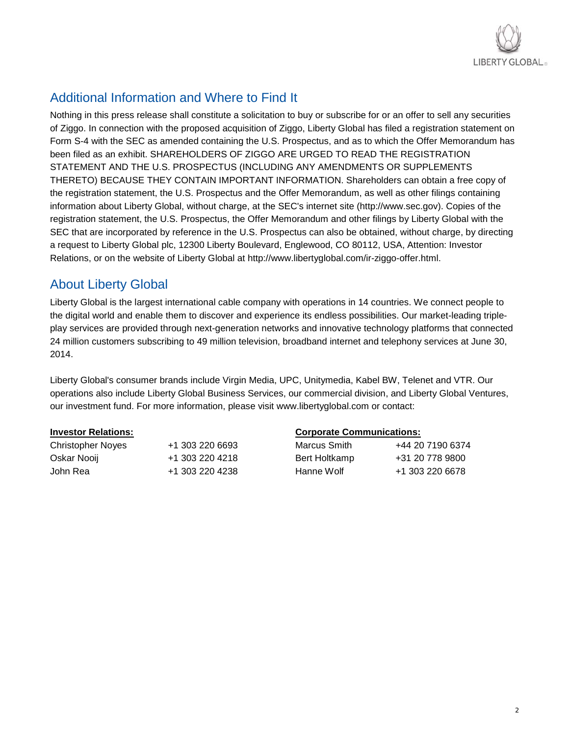## Additional Information and Where to Find It

Nothing in this press release shall constitute a solicitation to buy or subscribe for or an offer to sell any securities of Ziggo. In connection with the proposed acquisition of Ziggo, Liberty Global has filed a registration statement on Form S-4 with the SEC as amended containing the U.S. Prospectus, and as to which the Offer Memorandum has been filed as an exhibit. SHAREHOLDERS OF ZIGGO ARE URGED TO READ THE REGISTRATION STATEMENT AND THE U.S. PROSPECTUS (INCLUDING ANY AMENDMENTS OR SUPPLEMENTS THERETO) BECAUSE THEY CONTAIN IMPORTANT INFORMATION. Shareholders can obtain a free copy of the registration statement, the U.S. Prospectus and the Offer Memorandum, as well as other filings containing information about Liberty Global, without charge, at the SEC's internet site (http://www.sec.gov). Copies of the registration statement, the U.S. Prospectus, the Offer Memorandum and other filings by Liberty Global with the SEC that are incorporated by reference in the U.S. Prospectus can also be obtained, without charge, by directing a request to Liberty Global plc, 12300 Liberty Boulevard, Englewood, CO 80112, USA, Attention: Investor Relations, or on the website of Liberty Global at http://www.libertyglobal.com/ir-ziggo-offer.html.

## About Liberty Global

Liberty Global is the largest international cable company with operations in 14 countries. We connect people to the digital world and enable them to discover and experience its endless possibilities. Our market-leading triple-play services are provided through next-generation networks and innovative technology platforms that connected 24 million customers subscribing to 49 million television, broadband internet and telephony services at June 30, 2014.

Liberty Global's consumer brands include Virgin Media, UPC, Unitymedia, Kabel BW, Telenet and VTR. Our operations also include Liberty Global Business Services, our commercial division, and Liberty Global Ventures, our investment fund. For more information, please visit www.libertyglobal.com or contact:

| **Investor Relations:** | | **Corporate Communications:** | |
|---|---|---|---|
| Christopher Noyes | +1 303 220 6693 | Marcus Smith | +44 20 7190 6374 |
| Oskar Nooij | +1 303 220 4218 | Bert Holtkamp | +31 20 778 9800 |
| John Rea | +1 303 220 4238 | Hanne Wolf | +1 303 220 6678 |